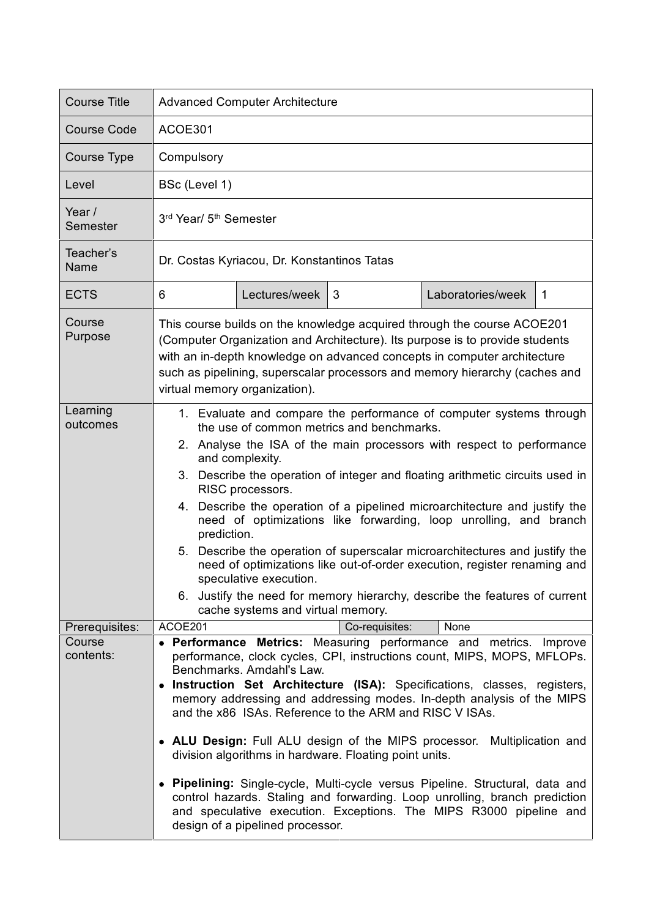| Course Title | Advanced Computer Architecture | | | | |
|---|---|---|---|---|---|
| Course Code | ACOE301 | | | | |
| Course Type | Compulsory | | | | |
| Level | BSc (Level 1) | | | | |
| Year / Semester | 3rd Year/ 5th Semester | | | | |
| Teacher's Name | Dr. Costas Kyriacou, Dr. Konstantinos Tatas | | | | |
| ECTS | 6 | Lectures/week | 3 | Laboratories/week | 1 |
| Course Purpose | This course builds on the knowledge acquired through the course ACOE201 (Computer Organization and Architecture). Its purpose is to provide students with an in-depth knowledge on advanced concepts in computer architecture such as pipelining, superscalar processors and memory hierarchy (caches and virtual memory organization). | | | | |
| Learning outcomes | 1. Evaluate and compare the performance of computer systems through the use of common metrics and benchmarks.<br>2. Analyse the ISA of the main processors with respect to performance and complexity.<br>3. Describe the operation of integer and floating arithmetic circuits used in RISC processors.<br>4. Describe the operation of a pipelined microarchitecture and justify the need of optimizations like forwarding, loop unrolling, and branch prediction.<br>5. Describe the operation of superscalar microarchitectures and justify the need of optimizations like out-of-order execution, register renaming and speculative execution.<br>6. Justify the need for memory hierarchy, describe the features of current cache systems and virtual memory. | | | | |
| Prerequisites: | ACOE201 | | Co-requisites: | None | |
| Course contents: | • **Performance Metrics:** Measuring performance and metrics. Improve performance, clock cycles, CPI, instructions count, MIPS, MOPS, MFLOPs. Benchmarks. Amdahl's Law.<br>• **Instruction Set Architecture (ISA):** Specifications, classes, registers, memory addressing and addressing modes. In-depth analysis of the MIPS and the x86 ISAs. Reference to the ARM and RISC V ISAs.<br>• **ALU Design:** Full ALU design of the MIPS processor. Multiplication and division algorithms in hardware. Floating point units.<br>• **Pipelining:** Single-cycle, Multi-cycle versus Pipeline. Structural, data and control hazards. Staling and forwarding. Loop unrolling, branch prediction and speculative execution. Exceptions. The MIPS R3000 pipeline and design of a pipelined processor. | | | | |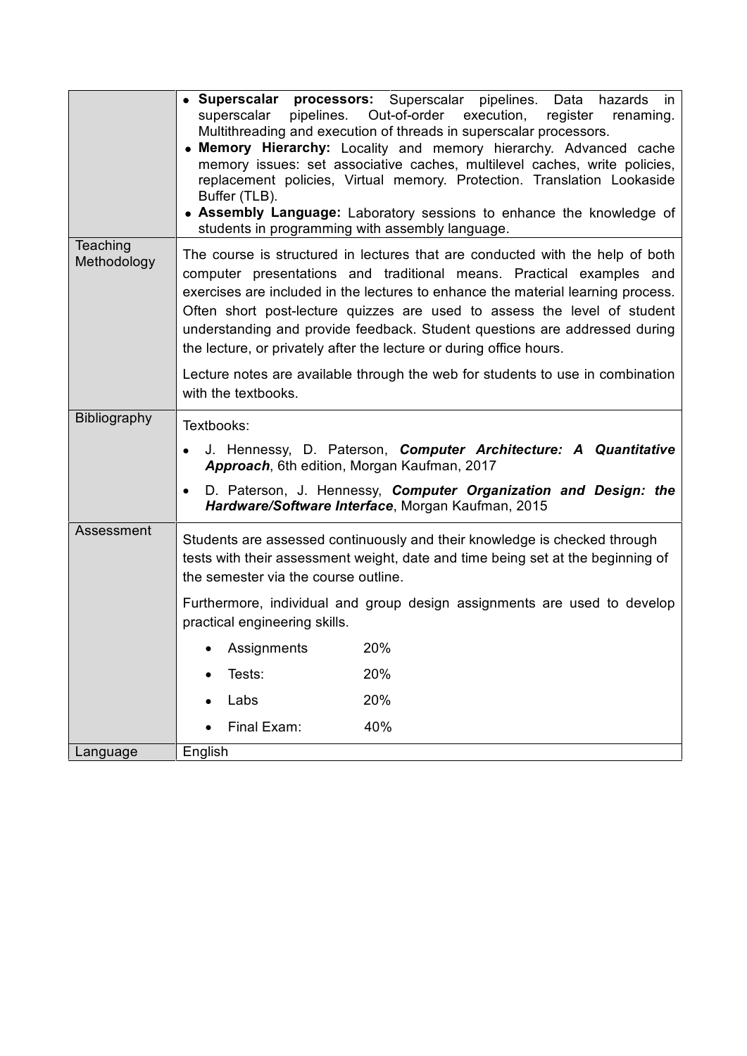| | |
|---|---|
| | • **Superscalar processors:** Superscalar pipelines. Data hazards in superscalar pipelines. Out-of-order execution, register renaming. Multithreading and execution of threads in superscalar processors.<br>• **Memory Hierarchy:** Locality and memory hierarchy. Advanced cache memory issues: set associative caches, multilevel caches, write policies, replacement policies, Virtual memory. Protection. Translation Lookaside Buffer (TLB).<br>• **Assembly Language:** Laboratory sessions to enhance the knowledge of students in programming with assembly language. |
| Teaching Methodology | The course is structured in lectures that are conducted with the help of both computer presentations and traditional means. Practical examples and exercises are included in the lectures to enhance the material learning process. Often short post-lecture quizzes are used to assess the level of student understanding and provide feedback. Student questions are addressed during the lecture, or privately after the lecture or during office hours.<br><br>Lecture notes are available through the web for students to use in combination with the textbooks. |
| Bibliography | Textbooks:<br>• J. Hennessy, D. Paterson, ***Computer Architecture: A Quantitative Approach***, 6th edition, Morgan Kaufman, 2017<br>• D. Paterson, J. Hennessy, ***Computer Organization and Design: the Hardware/Software Interface***, Morgan Kaufman, 2015 |
| Assessment | Students are assessed continuously and their knowledge is checked through tests with their assessment weight, date and time being set at the beginning of the semester via the course outline.<br><br>Furthermore, individual and group design assignments are used to develop practical engineering skills.<br>• Assignments 20%<br>• Tests: 20%<br>• Labs 20%<br>• Final Exam: 40% |
| Language | English |